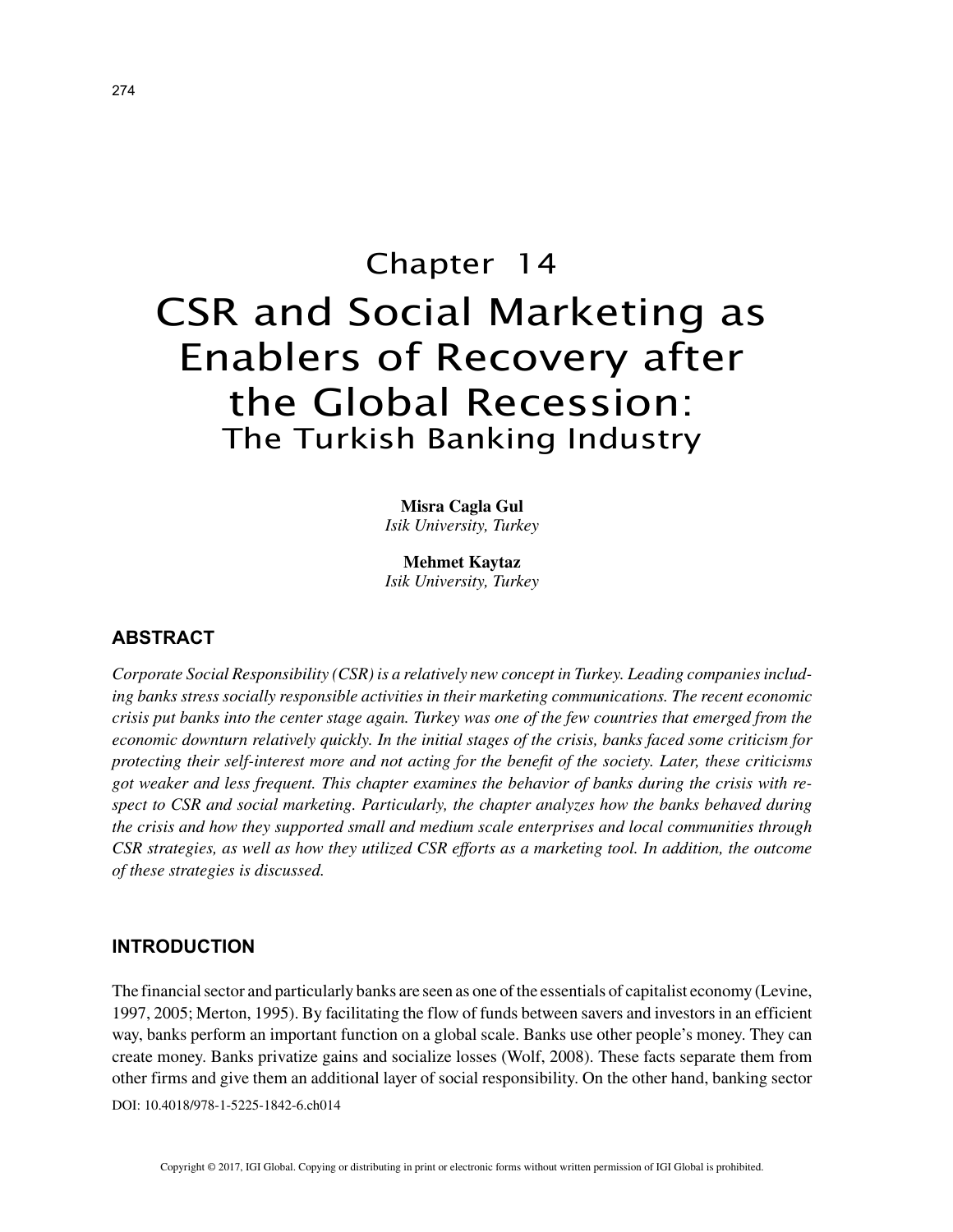# Chapter 14
# CSR and Social Marketing as Enablers of Recovery after the Global Recession:
## The Turkish Banking Industry

**Misra Cagla Gul**
*Isik University, Turkey*

**Mehmet Kaytaz**
*Isik University, Turkey*

## ABSTRACT

*Corporate Social Responsibility (CSR) is a relatively new concept in Turkey. Leading companies including banks stress socially responsible activities in their marketing communications. The recent economic crisis put banks into the center stage again. Turkey was one of the few countries that emerged from the economic downturn relatively quickly. In the initial stages of the crisis, banks faced some criticism for protecting their self-interest more and not acting for the benefit of the society. Later, these criticisms got weaker and less frequent. This chapter examines the behavior of banks during the crisis with respect to CSR and social marketing. Particularly, the chapter analyzes how the banks behaved during the crisis and how they supported small and medium scale enterprises and local communities through CSR strategies, as well as how they utilized CSR efforts as a marketing tool. In addition, the outcome of these strategies is discussed.*

## INTRODUCTION

The financial sector and particularly banks are seen as one of the essentials of capitalist economy (Levine, 1997, 2005; Merton, 1995). By facilitating the flow of funds between savers and investors in an efficient way, banks perform an important function on a global scale. Banks use other people's money. They can create money. Banks privatize gains and socialize losses (Wolf, 2008). These facts separate them from other firms and give them an additional layer of social responsibility. On the other hand, banking sector

DOI: 10.4018/978-1-5225-1842-6.ch014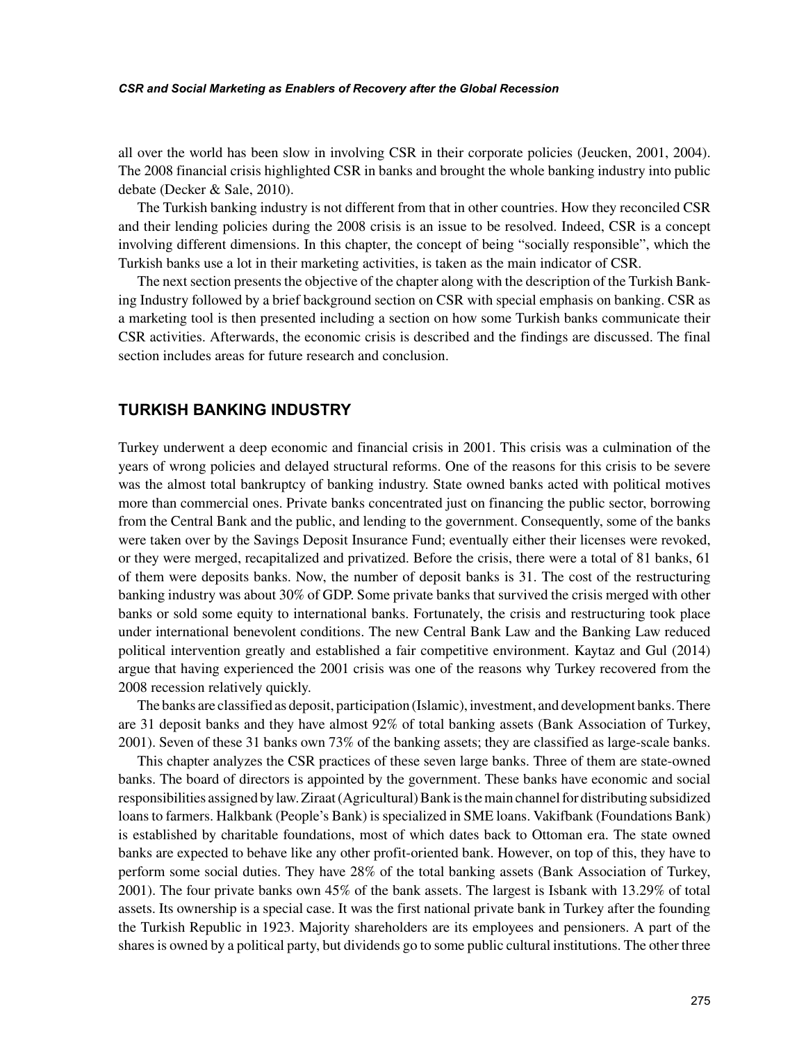all over the world has been slow in involving CSR in their corporate policies (Jeucken, 2001, 2004). The 2008 financial crisis highlighted CSR in banks and brought the whole banking industry into public debate (Decker & Sale, 2010).

The Turkish banking industry is not different from that in other countries. How they reconciled CSR and their lending policies during the 2008 crisis is an issue to be resolved. Indeed, CSR is a concept involving different dimensions. In this chapter, the concept of being "socially responsible", which the Turkish banks use a lot in their marketing activities, is taken as the main indicator of CSR.

The next section presents the objective of the chapter along with the description of the Turkish Banking Industry followed by a brief background section on CSR with special emphasis on banking. CSR as a marketing tool is then presented including a section on how some Turkish banks communicate their CSR activities. Afterwards, the economic crisis is described and the findings are discussed. The final section includes areas for future research and conclusion.

## TURKISH BANKING INDUSTRY

Turkey underwent a deep economic and financial crisis in 2001. This crisis was a culmination of the years of wrong policies and delayed structural reforms. One of the reasons for this crisis to be severe was the almost total bankruptcy of banking industry. State owned banks acted with political motives more than commercial ones. Private banks concentrated just on financing the public sector, borrowing from the Central Bank and the public, and lending to the government. Consequently, some of the banks were taken over by the Savings Deposit Insurance Fund; eventually either their licenses were revoked, or they were merged, recapitalized and privatized. Before the crisis, there were a total of 81 banks, 61 of them were deposits banks. Now, the number of deposit banks is 31. The cost of the restructuring banking industry was about 30% of GDP. Some private banks that survived the crisis merged with other banks or sold some equity to international banks. Fortunately, the crisis and restructuring took place under international benevolent conditions. The new Central Bank Law and the Banking Law reduced political intervention greatly and established a fair competitive environment. Kaytaz and Gul (2014) argue that having experienced the 2001 crisis was one of the reasons why Turkey recovered from the 2008 recession relatively quickly.

The banks are classified as deposit, participation (Islamic), investment, and development banks. There are 31 deposit banks and they have almost 92% of total banking assets (Bank Association of Turkey, 2001). Seven of these 31 banks own 73% of the banking assets; they are classified as large-scale banks.

This chapter analyzes the CSR practices of these seven large banks. Three of them are state-owned banks. The board of directors is appointed by the government. These banks have economic and social responsibilities assigned by law. Ziraat (Agricultural) Bank is the main channel for distributing subsidized loans to farmers. Halkbank (People's Bank) is specialized in SME loans. Vakifbank (Foundations Bank) is established by charitable foundations, most of which dates back to Ottoman era. The state owned banks are expected to behave like any other profit-oriented bank. However, on top of this, they have to perform some social duties. They have 28% of the total banking assets (Bank Association of Turkey, 2001). The four private banks own 45% of the bank assets. The largest is Isbank with 13.29% of total assets. Its ownership is a special case. It was the first national private bank in Turkey after the founding the Turkish Republic in 1923. Majority shareholders are its employees and pensioners. A part of the shares is owned by a political party, but dividends go to some public cultural institutions. The other three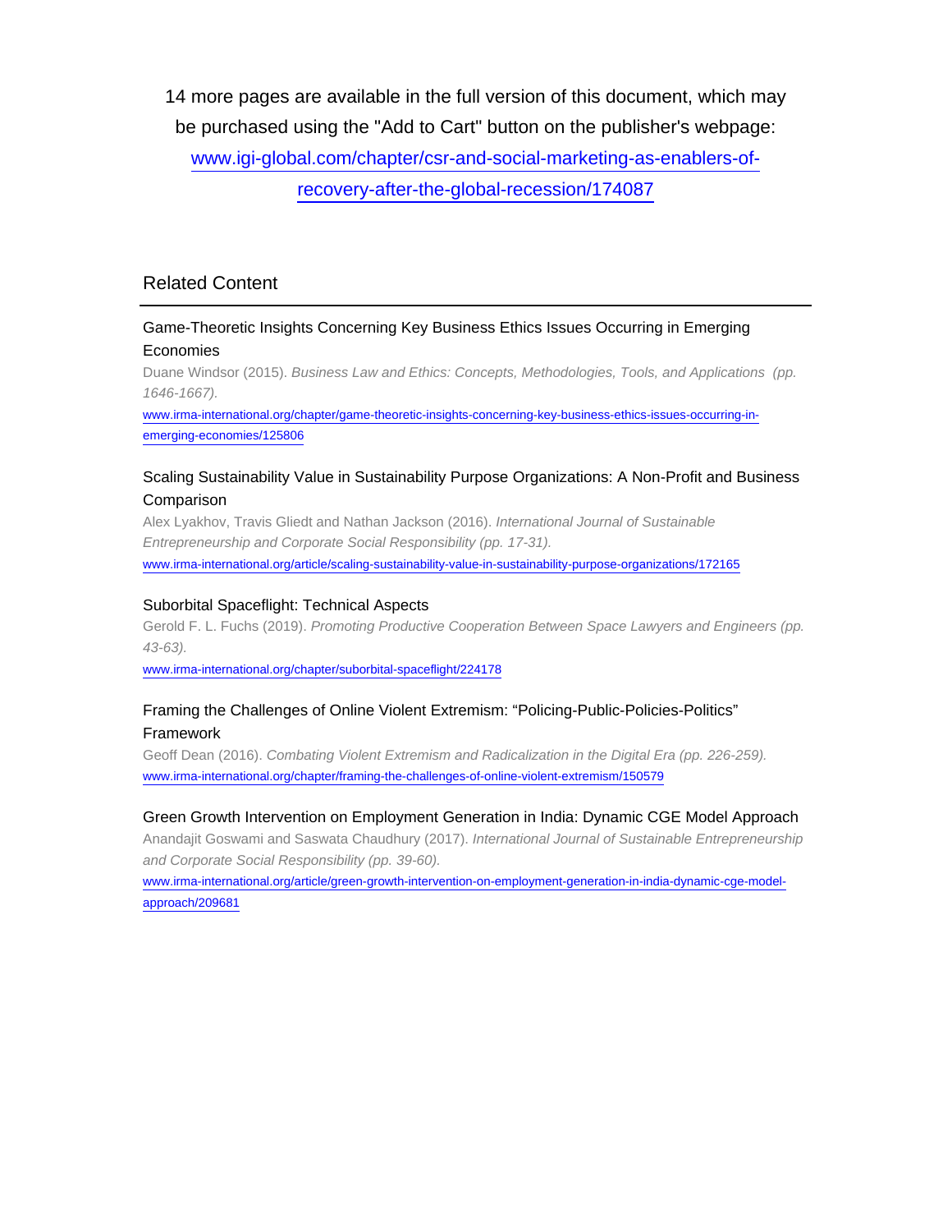14 more pages are available in the full version of this document, which may be purchased using the "Add to Cart" button on the publisher's webpage: [www.igi-global.com/chapter/csr-and-social-marketing-as-enablers-of-recovery-after-the-global-recession/174087](www.igi-global.com/chapter/csr-and-social-marketing-as-enablers-of-recovery-after-the-global-recession/174087)

## Related Content

**Game-Theoretic Insights Concerning Key Business Ethics Issues Occurring in Emerging Economies**
Duane Windsor (2015). *Business Law and Ethics: Concepts, Methodologies, Tools, and Applications (pp. 1646-1667).*
[www.irma-international.org/chapter/game-theoretic-insights-concerning-key-business-ethics-issues-occurring-in-emerging-economies/125806](www.irma-international.org/chapter/game-theoretic-insights-concerning-key-business-ethics-issues-occurring-in-emerging-economies/125806)

**Scaling Sustainability Value in Sustainability Purpose Organizations: A Non-Profit and Business Comparison**
Alex Lyakhov, Travis Gliedt and Nathan Jackson (2016). *International Journal of Sustainable Entrepreneurship and Corporate Social Responsibility (pp. 17-31).*
[www.irma-international.org/article/scaling-sustainability-value-in-sustainability-purpose-organizations/172165](www.irma-international.org/article/scaling-sustainability-value-in-sustainability-purpose-organizations/172165)

**Suborbital Spaceflight: Technical Aspects**
Gerold F. L. Fuchs (2019). *Promoting Productive Cooperation Between Space Lawyers and Engineers (pp. 43-63).*
[www.irma-international.org/chapter/suborbital-spaceflight/224178](www.irma-international.org/chapter/suborbital-spaceflight/224178)

**Framing the Challenges of Online Violent Extremism: "Policing-Public-Policies-Politics" Framework**
Geoff Dean (2016). *Combating Violent Extremism and Radicalization in the Digital Era (pp. 226-259).*
[www.irma-international.org/chapter/framing-the-challenges-of-online-violent-extremism/150579](www.irma-international.org/chapter/framing-the-challenges-of-online-violent-extremism/150579)

**Green Growth Intervention on Employment Generation in India: Dynamic CGE Model Approach**
Anandajit Goswami and Saswata Chaudhury (2017). *International Journal of Sustainable Entrepreneurship and Corporate Social Responsibility (pp. 39-60).*
[www.irma-international.org/article/green-growth-intervention-on-employment-generation-in-india-dynamic-cge-model-approach/209681](www.irma-international.org/article/green-growth-intervention-on-employment-generation-in-india-dynamic-cge-model-approach/209681)